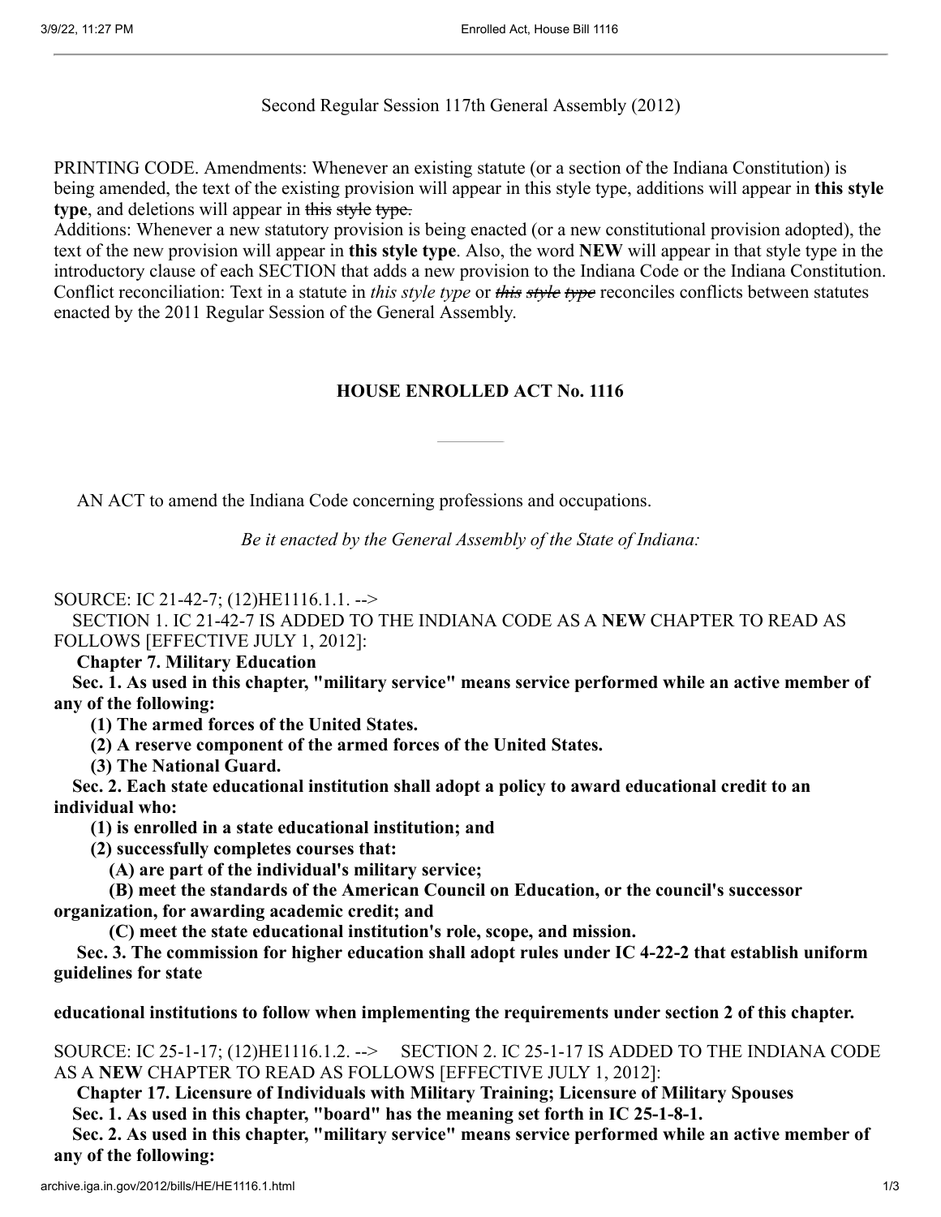Second Regular Session 117th General Assembly (2012)

PRINTING CODE. Amendments: Whenever an existing statute (or a section of the Indiana Constitution) is being amended, the text of the existing provision will appear in this style type, additions will appear in **this style type**, and deletions will appear in ~~this style type.~~

Additions: Whenever a new statutory provision is being enacted (or a new constitutional provision adopted), the text of the new provision will appear in **this style type**. Also, the word **NEW** will appear in that style type in the introductory clause of each SECTION that adds a new provision to the Indiana Code or the Indiana Constitution.

Conflict reconciliation: Text in a statute in *this style type* or ~~*this style type*~~ reconciles conflicts between statutes enacted by the 2011 Regular Session of the General Assembly.

## HOUSE ENROLLED ACT No. 1116

AN ACT to amend the Indiana Code concerning professions and occupations.

*Be it enacted by the General Assembly of the State of Indiana:*

SOURCE: IC 21-42-7; (12)HE1116.1.1. -->

SECTION 1. IC 21-42-7 IS ADDED TO THE INDIANA CODE AS A **NEW** CHAPTER TO READ AS FOLLOWS [EFFECTIVE JULY 1, 2012]:

**Chapter 7. Military Education**

**Sec. 1. As used in this chapter, "military service" means service performed while an active member of any of the following:**

**(1) The armed forces of the United States.**

**(2) A reserve component of the armed forces of the United States.**

**(3) The National Guard.**

**Sec. 2. Each state educational institution shall adopt a policy to award educational credit to an individual who:**

**(1) is enrolled in a state educational institution; and**

**(2) successfully completes courses that:**

**(A) are part of the individual's military service;**

**(B) meet the standards of the American Council on Education, or the council's successor organization, for awarding academic credit; and**

**(C) meet the state educational institution's role, scope, and mission.**

**Sec. 3. The commission for higher education shall adopt rules under IC 4-22-2 that establish uniform guidelines for state educational institutions to follow when implementing the requirements under section 2 of this chapter.**

SOURCE: IC 25-1-17; (12)HE1116.1.2. --> SECTION 2. IC 25-1-17 IS ADDED TO THE INDIANA CODE AS A **NEW** CHAPTER TO READ AS FOLLOWS [EFFECTIVE JULY 1, 2012]:

**Chapter 17. Licensure of Individuals with Military Training; Licensure of Military Spouses**

**Sec. 1. As used in this chapter, "board" has the meaning set forth in IC 25-1-8-1.**

**Sec. 2. As used in this chapter, "military service" means service performed while an active member of any of the following:**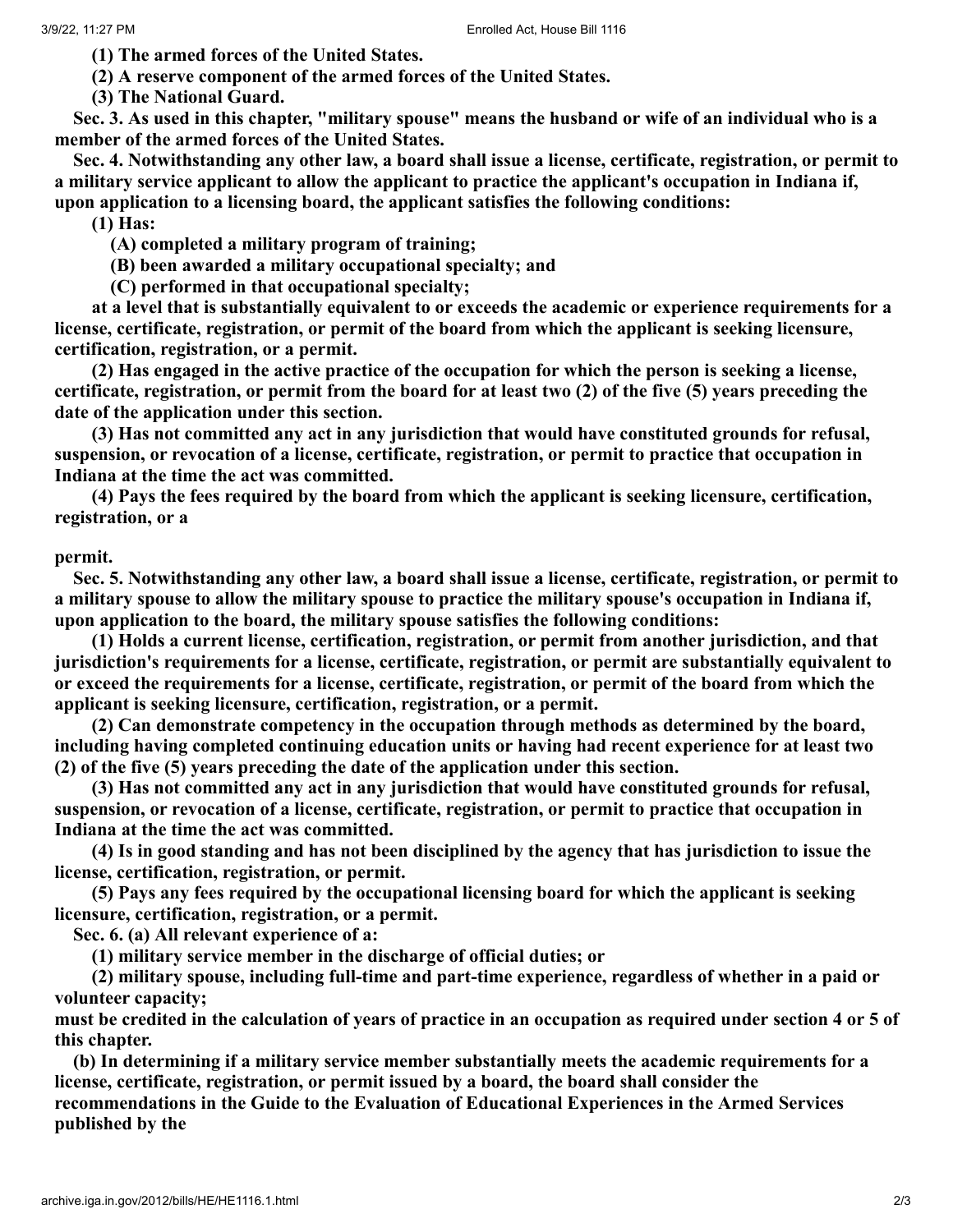**(1) The armed forces of the United States.**

**(2) A reserve component of the armed forces of the United States.**

**(3) The National Guard.**

**Sec. 3. As used in this chapter, "military spouse" means the husband or wife of an individual who is a member of the armed forces of the United States.**

**Sec. 4. Notwithstanding any other law, a board shall issue a license, certificate, registration, or permit to a military service applicant to allow the applicant to practice the applicant's occupation in Indiana if, upon application to a licensing board, the applicant satisfies the following conditions:**

**(1) Has:**

**(A) completed a military program of training;**

**(B) been awarded a military occupational specialty; and**

**(C) performed in that occupational specialty;**

**at a level that is substantially equivalent to or exceeds the academic or experience requirements for a license, certificate, registration, or permit of the board from which the applicant is seeking licensure, certification, registration, or a permit.**

**(2) Has engaged in the active practice of the occupation for which the person is seeking a license, certificate, registration, or permit from the board for at least two (2) of the five (5) years preceding the date of the application under this section.**

**(3) Has not committed any act in any jurisdiction that would have constituted grounds for refusal, suspension, or revocation of a license, certificate, registration, or permit to practice that occupation in Indiana at the time the act was committed.**

**(4) Pays the fees required by the board from which the applicant is seeking licensure, certification, registration, or a permit.**

**Sec. 5. Notwithstanding any other law, a board shall issue a license, certificate, registration, or permit to a military spouse to allow the military spouse to practice the military spouse's occupation in Indiana if, upon application to the board, the military spouse satisfies the following conditions:**

**(1) Holds a current license, certification, registration, or permit from another jurisdiction, and that jurisdiction's requirements for a license, certificate, registration, or permit are substantially equivalent to or exceed the requirements for a license, certificate, registration, or permit of the board from which the applicant is seeking licensure, certification, registration, or a permit.**

**(2) Can demonstrate competency in the occupation through methods as determined by the board, including having completed continuing education units or having had recent experience for at least two (2) of the five (5) years preceding the date of the application under this section.**

**(3) Has not committed any act in any jurisdiction that would have constituted grounds for refusal, suspension, or revocation of a license, certificate, registration, or permit to practice that occupation in Indiana at the time the act was committed.**

**(4) Is in good standing and has not been disciplined by the agency that has jurisdiction to issue the license, certification, registration, or permit.**

**(5) Pays any fees required by the occupational licensing board for which the applicant is seeking licensure, certification, registration, or a permit.**

**Sec. 6. (a) All relevant experience of a:**

**(1) military service member in the discharge of official duties; or**

**(2) military spouse, including full-time and part-time experience, regardless of whether in a paid or volunteer capacity;**

**must be credited in the calculation of years of practice in an occupation as required under section 4 or 5 of this chapter.**

**(b) In determining if a military service member substantially meets the academic requirements for a license, certificate, registration, or permit issued by a board, the board shall consider the recommendations in the Guide to the Evaluation of Educational Experiences in the Armed Services published by the**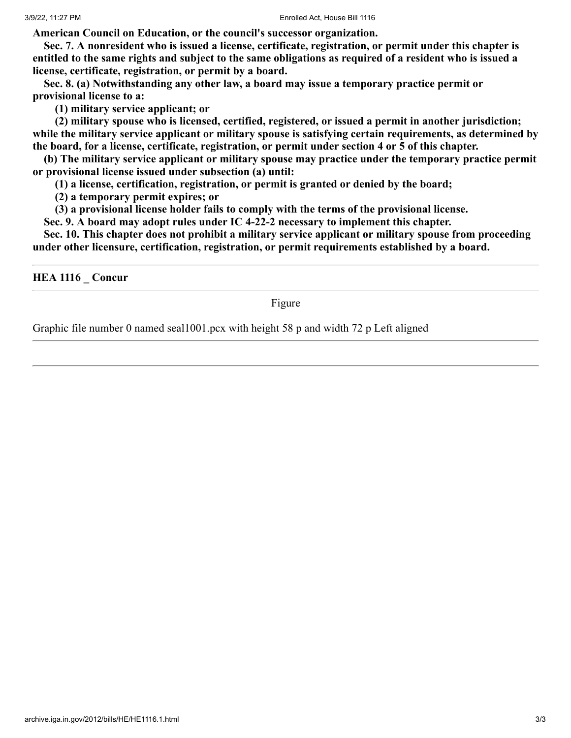**American Council on Education, or the council's successor organization.**

**Sec. 7. A nonresident who is issued a license, certificate, registration, or permit under this chapter is entitled to the same rights and subject to the same obligations as required of a resident who is issued a license, certificate, registration, or permit by a board.**

**Sec. 8. (a) Notwithstanding any other law, a board may issue a temporary practice permit or provisional license to a:**

**(1) military service applicant; or**

**(2) military spouse who is licensed, certified, registered, or issued a permit in another jurisdiction; while the military service applicant or military spouse is satisfying certain requirements, as determined by the board, for a license, certificate, registration, or permit under section 4 or 5 of this chapter.**

**(b) The military service applicant or military spouse may practice under the temporary practice permit or provisional license issued under subsection (a) until:**

**(1) a license, certification, registration, or permit is granted or denied by the board;**

**(2) a temporary permit expires; or**

**(3) a provisional license holder fails to comply with the terms of the provisional license.**

**Sec. 9. A board may adopt rules under IC 4-22-2 necessary to implement this chapter.**

**Sec. 10. This chapter does not prohibit a military service applicant or military spouse from proceeding under other licensure, certification, registration, or permit requirements established by a board.**

---

**HEA 1116 _ Concur**

---

Figure

Graphic file number 0 named seal1001.pcx with height 58 p and width 72 p Left aligned

---